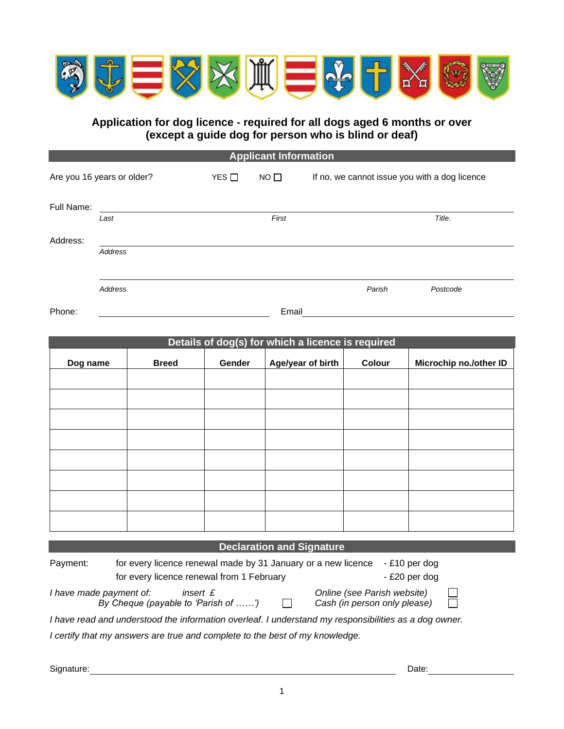## Application for dog licence - required for all dogs aged 6 months or over (except a guide dog for person who is blind or deaf)

### Applicant Information

Are you 16 years or older? YES ☐ NO ☐ If no, we cannot issue you with a dog licence

Full Name: ______________________________________________

*Last* *First* *Title.*

Address: ______________________________________________

*Address*

______________________________________________

*Address* *Parish* *Postcode*

Phone: ______________________ Email ______________________

### Details of dog(s) for which a licence is required

| Dog name | Breed | Gender | Age/year of birth | Colour | Microchip no./other ID |
|---|---|---|---|---|---|
| | | | | | |
| | | | | | |
| | | | | | |
| | | | | | |
| | | | | | |
| | | | | | |
| | | | | | |
| | | | | | |

### Declaration and Signature

Payment: for every licence renewal made by 31 January or a new licence - £10 per dog
for every licence renewal from 1 February - £20 per dog

*I have made payment of:* *insert £* *Online (see Parish website)* ☐
*By Cheque (payable to 'Parish of ……')* ☐ *Cash (in person only please)* ☐

*I have read and understood the information overleaf. I understand my responsibilities as a dog owner.*

*I certify that my answers are true and complete to the best of my knowledge.*

Signature: ______________________________ Date: ______________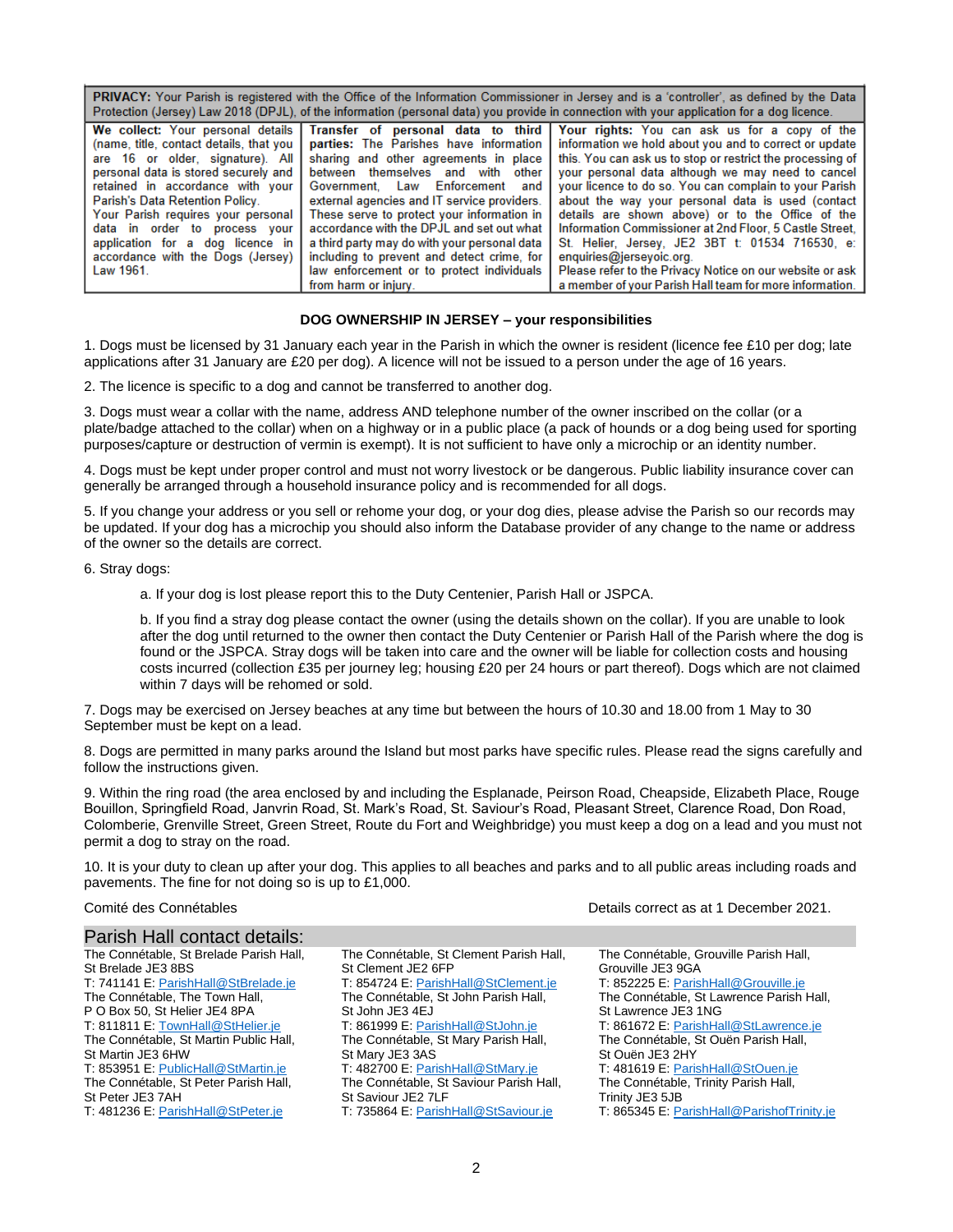| PRIVACY: Your Parish is registered with the Office of the Information Commissioner in Jersey and is a 'controller', as defined by the Data Protection (Jersey) Law 2018 (DPJL), of the information (personal data) you provide in connection with your application for a dog licence. | | |
|---|---|---|
| **We collect:** Your personal details (name, title, contact details, that you are 16 or older, signature). All personal data is stored securely and retained in accordance with your Parish's Data Retention Policy. Your Parish requires your personal data in order to process your application for a dog licence in accordance with the Dogs (Jersey) Law 1961. | **Transfer of personal data to third parties:** The Parishes have information sharing and other agreements in place between themselves and with other Government, Law Enforcement and external agencies and IT service providers. These serve to protect your information in accordance with the DPJL and set out what a third party may do with your personal data including to prevent and detect crime, for law enforcement or to protect individuals from harm or injury. | **Your rights:** You can ask us for a copy of the information we hold about you and to correct or update this. You can ask us to stop or restrict the processing of your personal data although we may need to cancel your licence to do so. You can complain to your Parish about the way your personal data is used (contact details are shown above) or to the Office of the Information Commissioner at 2nd Floor, 5 Castle Street, St. Helier, Jersey, JE2 3BT t: 01534 716530, e: enquiries@jerseyoic.org. Please refer to the Privacy Notice on our website or ask a member of your Parish Hall team for more information. |

**DOG OWNERSHIP IN JERSEY – your responsibilities**

1. Dogs must be licensed by 31 January each year in the Parish in which the owner is resident (licence fee £10 per dog; late applications after 31 January are £20 per dog). A licence will not be issued to a person under the age of 16 years.

2. The licence is specific to a dog and cannot be transferred to another dog.

3. Dogs must wear a collar with the name, address AND telephone number of the owner inscribed on the collar (or a plate/badge attached to the collar) when on a highway or in a public place (a pack of hounds or a dog being used for sporting purposes/capture or destruction of vermin is exempt). It is not sufficient to have only a microchip or an identity number.

4. Dogs must be kept under proper control and must not worry livestock or be dangerous. Public liability insurance cover can generally be arranged through a household insurance policy and is recommended for all dogs.

5. If you change your address or you sell or rehome your dog, or your dog dies, please advise the Parish so our records may be updated. If your dog has a microchip you should also inform the Database provider of any change to the name or address of the owner so the details are correct.

6. Stray dogs:

   a. If your dog is lost please report this to the Duty Centenier, Parish Hall or JSPCA.

   b. If you find a stray dog please contact the owner (using the details shown on the collar). If you are unable to look after the dog until returned to the owner then contact the Duty Centenier or Parish Hall of the Parish where the dog is found or the JSPCA. Stray dogs will be taken into care and the owner will be liable for collection costs and housing costs incurred (collection £35 per journey leg; housing £20 per 24 hours or part thereof). Dogs which are not claimed within 7 days will be rehomed or sold.

7. Dogs may be exercised on Jersey beaches at any time but between the hours of 10.30 and 18.00 from 1 May to 30 September must be kept on a lead.

8. Dogs are permitted in many parks around the Island but most parks have specific rules. Please read the signs carefully and follow the instructions given.

9. Within the ring road (the area enclosed by and including the Esplanade, Peirson Road, Cheapside, Elizabeth Place, Rouge Bouillon, Springfield Road, Janvrin Road, St. Mark's Road, St. Saviour's Road, Pleasant Street, Clarence Road, Don Road, Colomberie, Grenville Street, Green Street, Route du Fort and Weighbridge) you must keep a dog on a lead and you must not permit a dog to stray on the road.

10. It is your duty to clean up after your dog. This applies to all beaches and parks and to all public areas including roads and pavements. The fine for not doing so is up to £1,000.

Comité des Connétables

Details correct as at 1 December 2021.

## Parish Hall contact details:

The Connétable, St Brelade Parish Hall, St Brelade JE3 8BS
T: 741141 E: ParishHall@StBrelade.je

The Connétable, The Town Hall, P O Box 50, St Helier JE4 8PA
T: 811811 E: TownHall@StHelier.je

The Connétable, St Martin Public Hall, St Martin JE3 6HW
T: 853951 E: PublicHall@StMartin.je

The Connétable, St Peter Parish Hall, St Peter JE3 7AH
T: 481236 E: ParishHall@StPeter.je

The Connétable, St Clement Parish Hall, St Clement JE2 6FP
T: 854724 E: ParishHall@StClement.je

The Connétable, St John Parish Hall, St John JE3 4EJ
T: 861999 E: ParishHall@StJohn.je

The Connétable, St Mary Parish Hall, St Mary JE3 3AS
T: 482700 E: ParishHall@StMary.je

The Connétable, St Saviour Parish Hall, St Saviour JE2 7LF
T: 735864 E: ParishHall@StSaviour.je

The Connétable, Grouville Parish Hall, Grouville JE3 9GA
T: 852225 E: ParishHall@Grouville.je

The Connétable, St Lawrence Parish Hall, St Lawrence JE3 1NG
T: 861672 E: ParishHall@StLawrence.je

The Connétable, St Ouën Parish Hall, St Ouën JE3 2HY
T: 481619 E: ParishHall@StOuen.je

The Connétable, Trinity Parish Hall, Trinity JE3 5JB
T: 865345 E: ParishHall@ParishofTrinity.je